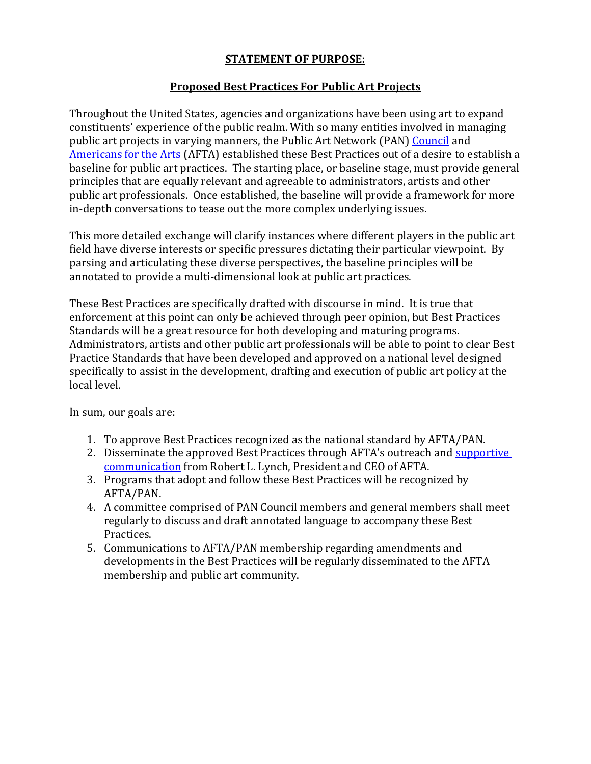# STATEMENT OF PURPOSE:

## Proposed Best Practices For Public Art Projects

Throughout the United States, agencies and organizations have been using art to expand constituents' experience of the public realm. With so many entities involved in managing public art projects in varying manners, the Public Art Network (PAN) Council and Americans for the Arts (AFTA) established these Best Practices out of a desire to establish a baseline for public art practices. The starting place, or baseline stage, must provide general principles that are equally relevant and agreeable to administrators, artists and other public art professionals. Once established, the baseline will provide a framework for more in-depth conversations to tease out the more complex underlying issues.

This more detailed exchange will clarify instances where different players in the public art field have diverse interests or specific pressures dictating their particular viewpoint. By parsing and articulating these diverse perspectives, the baseline principles will be annotated to provide a multi-dimensional look at public art practices.

These Best Practices are specifically drafted with discourse in mind. It is true that enforcement at this point can only be achieved through peer opinion, but Best Practices Standards will be a great resource for both developing and maturing programs. Administrators, artists and other public art professionals will be able to point to clear Best Practice Standards that have been developed and approved on a national level designed specifically to assist in the development, drafting and execution of public art policy at the local level.

In sum, our goals are:

1. To approve Best Practices recognized as the national standard by AFTA/PAN.
2. Disseminate the approved Best Practices through AFTA's outreach and supportive communication from Robert L. Lynch, President and CEO of AFTA.
3. Programs that adopt and follow these Best Practices will be recognized by AFTA/PAN.
4. A committee comprised of PAN Council members and general members shall meet regularly to discuss and draft annotated language to accompany these Best Practices.
5. Communications to AFTA/PAN membership regarding amendments and developments in the Best Practices will be regularly disseminated to the AFTA membership and public art community.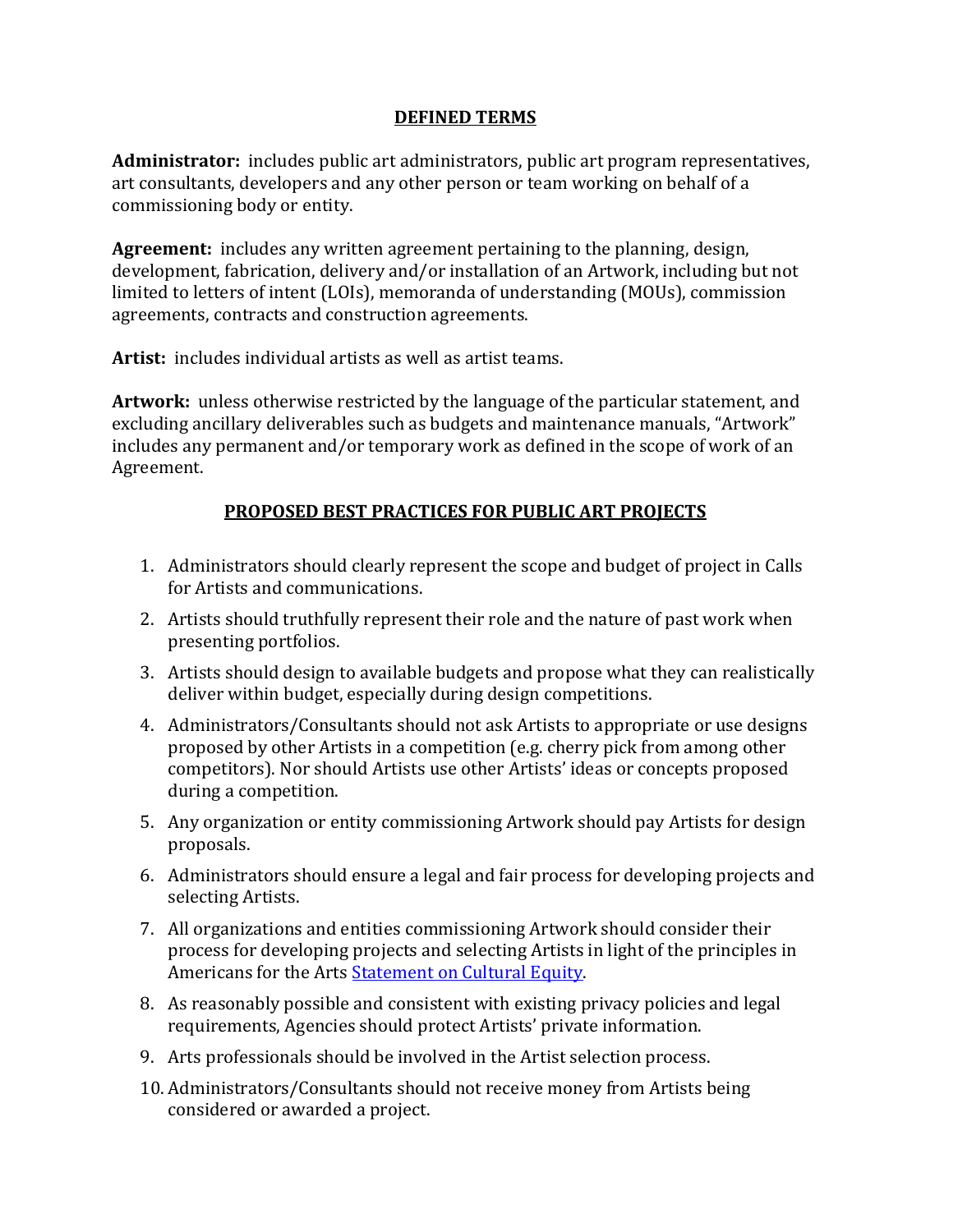## DEFINED TERMS

**Administrator:** includes public art administrators, public art program representatives, art consultants, developers and any other person or team working on behalf of a commissioning body or entity.

**Agreement:** includes any written agreement pertaining to the planning, design, development, fabrication, delivery and/or installation of an Artwork, including but not limited to letters of intent (LOIs), memoranda of understanding (MOUs), commission agreements, contracts and construction agreements.

**Artist:** includes individual artists as well as artist teams.

**Artwork:** unless otherwise restricted by the language of the particular statement, and excluding ancillary deliverables such as budgets and maintenance manuals, "Artwork" includes any permanent and/or temporary work as defined in the scope of work of an Agreement.

## PROPOSED BEST PRACTICES FOR PUBLIC ART PROJECTS

1. Administrators should clearly represent the scope and budget of project in Calls for Artists and communications.
2. Artists should truthfully represent their role and the nature of past work when presenting portfolios.
3. Artists should design to available budgets and propose what they can realistically deliver within budget, especially during design competitions.
4. Administrators/Consultants should not ask Artists to appropriate or use designs proposed by other Artists in a competition (e.g. cherry pick from among other competitors). Nor should Artists use other Artists' ideas or concepts proposed during a competition.
5. Any organization or entity commissioning Artwork should pay Artists for design proposals.
6. Administrators should ensure a legal and fair process for developing projects and selecting Artists.
7. All organizations and entities commissioning Artwork should consider their process for developing projects and selecting Artists in light of the principles in Americans for the Arts [Statement on Cultural Equity](Statement on Cultural Equity).
8. As reasonably possible and consistent with existing privacy policies and legal requirements, Agencies should protect Artists' private information.
9. Arts professionals should be involved in the Artist selection process.
10. Administrators/Consultants should not receive money from Artists being considered or awarded a project.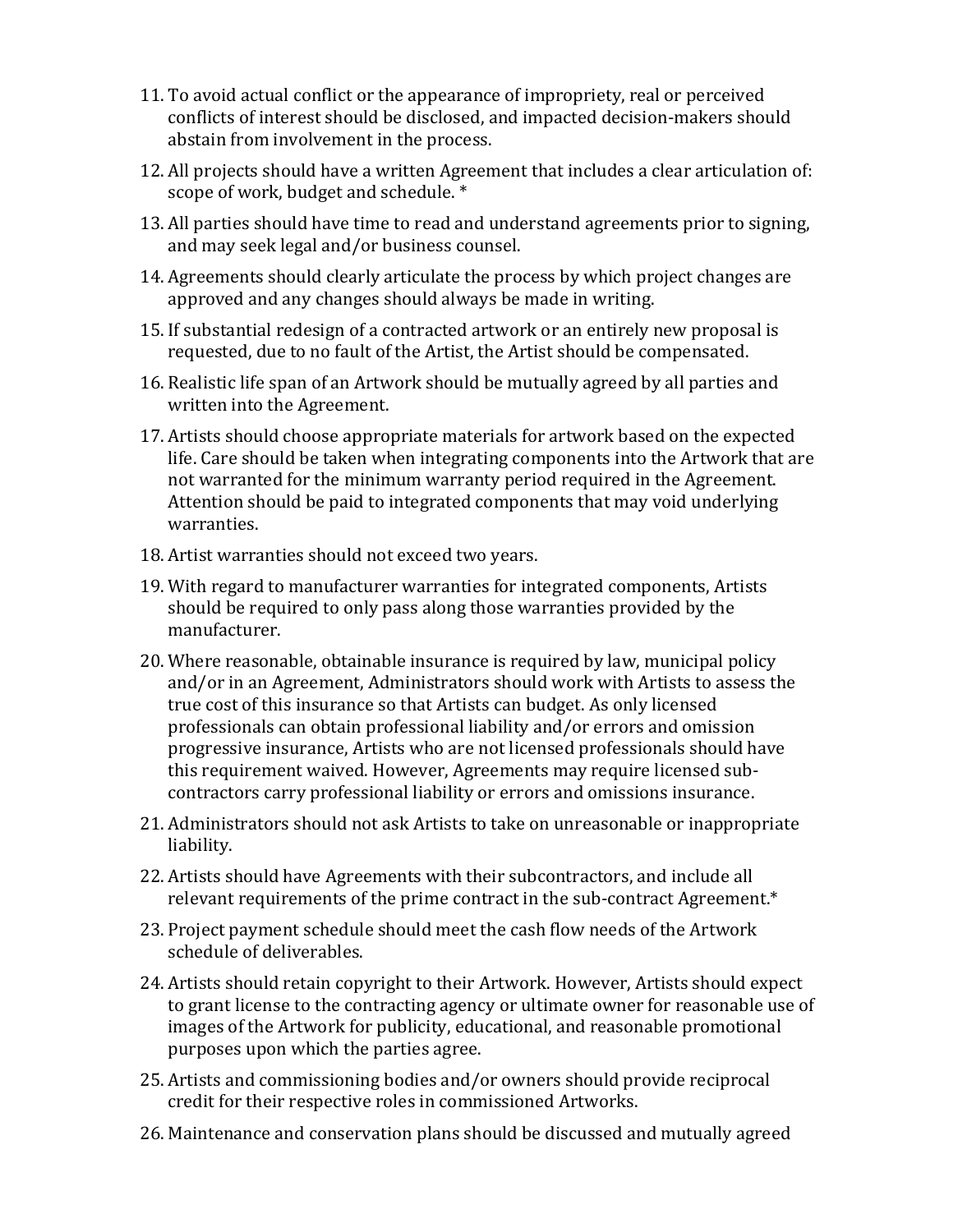11. To avoid actual conflict or the appearance of impropriety, real or perceived conflicts of interest should be disclosed, and impacted decision-makers should abstain from involvement in the process.
12. All projects should have a written Agreement that includes a clear articulation of: scope of work, budget and schedule. *
13. All parties should have time to read and understand agreements prior to signing, and may seek legal and/or business counsel.
14. Agreements should clearly articulate the process by which project changes are approved and any changes should always be made in writing.
15. If substantial redesign of a contracted artwork or an entirely new proposal is requested, due to no fault of the Artist, the Artist should be compensated.
16. Realistic life span of an Artwork should be mutually agreed by all parties and written into the Agreement.
17. Artists should choose appropriate materials for artwork based on the expected life. Care should be taken when integrating components into the Artwork that are not warranted for the minimum warranty period required in the Agreement. Attention should be paid to integrated components that may void underlying warranties.
18. Artist warranties should not exceed two years.
19. With regard to manufacturer warranties for integrated components, Artists should be required to only pass along those warranties provided by the manufacturer.
20. Where reasonable, obtainable insurance is required by law, municipal policy and/or in an Agreement, Administrators should work with Artists to assess the true cost of this insurance so that Artists can budget. As only licensed professionals can obtain professional liability and/or errors and omission progressive insurance, Artists who are not licensed professionals should have this requirement waived. However, Agreements may require licensed sub-contractors carry professional liability or errors and omissions insurance.
21. Administrators should not ask Artists to take on unreasonable or inappropriate liability.
22. Artists should have Agreements with their subcontractors, and include all relevant requirements of the prime contract in the sub-contract Agreement.*
23. Project payment schedule should meet the cash flow needs of the Artwork schedule of deliverables.
24. Artists should retain copyright to their Artwork. However, Artists should expect to grant license to the contracting agency or ultimate owner for reasonable use of images of the Artwork for publicity, educational, and reasonable promotional purposes upon which the parties agree.
25. Artists and commissioning bodies and/or owners should provide reciprocal credit for their respective roles in commissioned Artworks.
26. Maintenance and conservation plans should be discussed and mutually agreed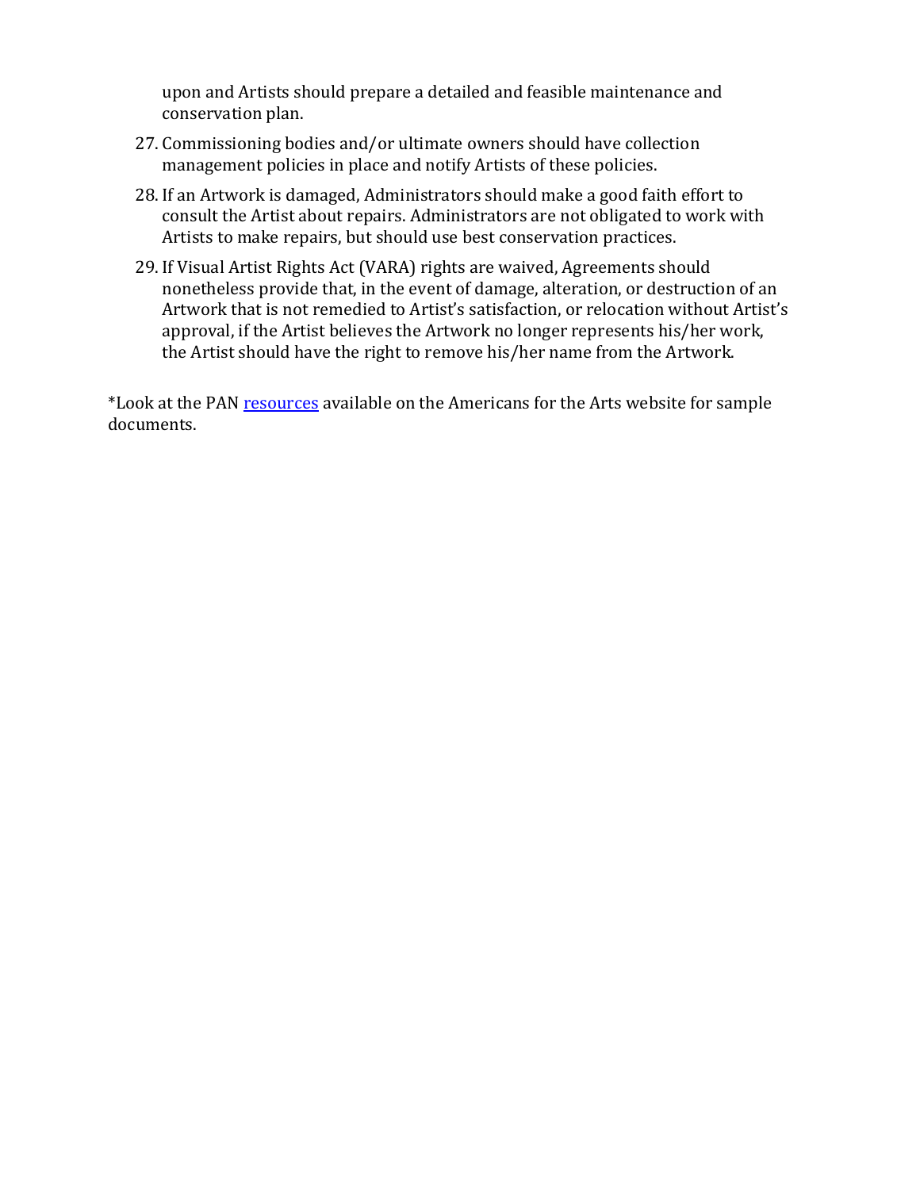upon and Artists should prepare a detailed and feasible maintenance and conservation plan.

27. Commissioning bodies and/or ultimate owners should have collection management policies in place and notify Artists of these policies.
28. If an Artwork is damaged, Administrators should make a good faith effort to consult the Artist about repairs. Administrators are not obligated to work with Artists to make repairs, but should use best conservation practices.
29. If Visual Artist Rights Act (VARA) rights are waived, Agreements should nonetheless provide that, in the event of damage, alteration, or destruction of an Artwork that is not remedied to Artist's satisfaction, or relocation without Artist's approval, if the Artist believes the Artwork no longer represents his/her work, the Artist should have the right to remove his/her name from the Artwork.

*Look at the PAN resources available on the Americans for the Arts website for sample documents.